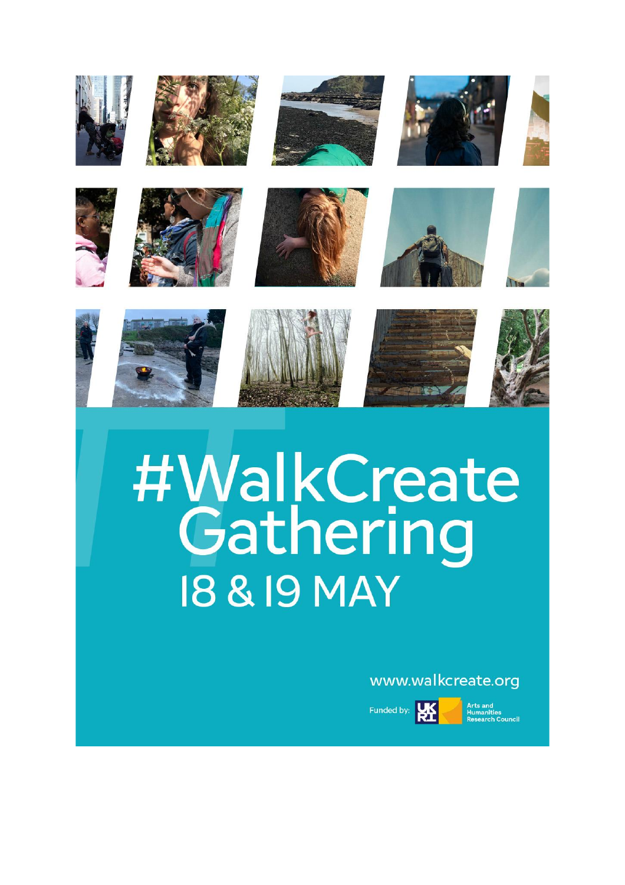# #WalkCreate Gathering

## 18 & 19 MAY

www.walkcreate.org

Funded by: UKRI Arts and Humanities Research Council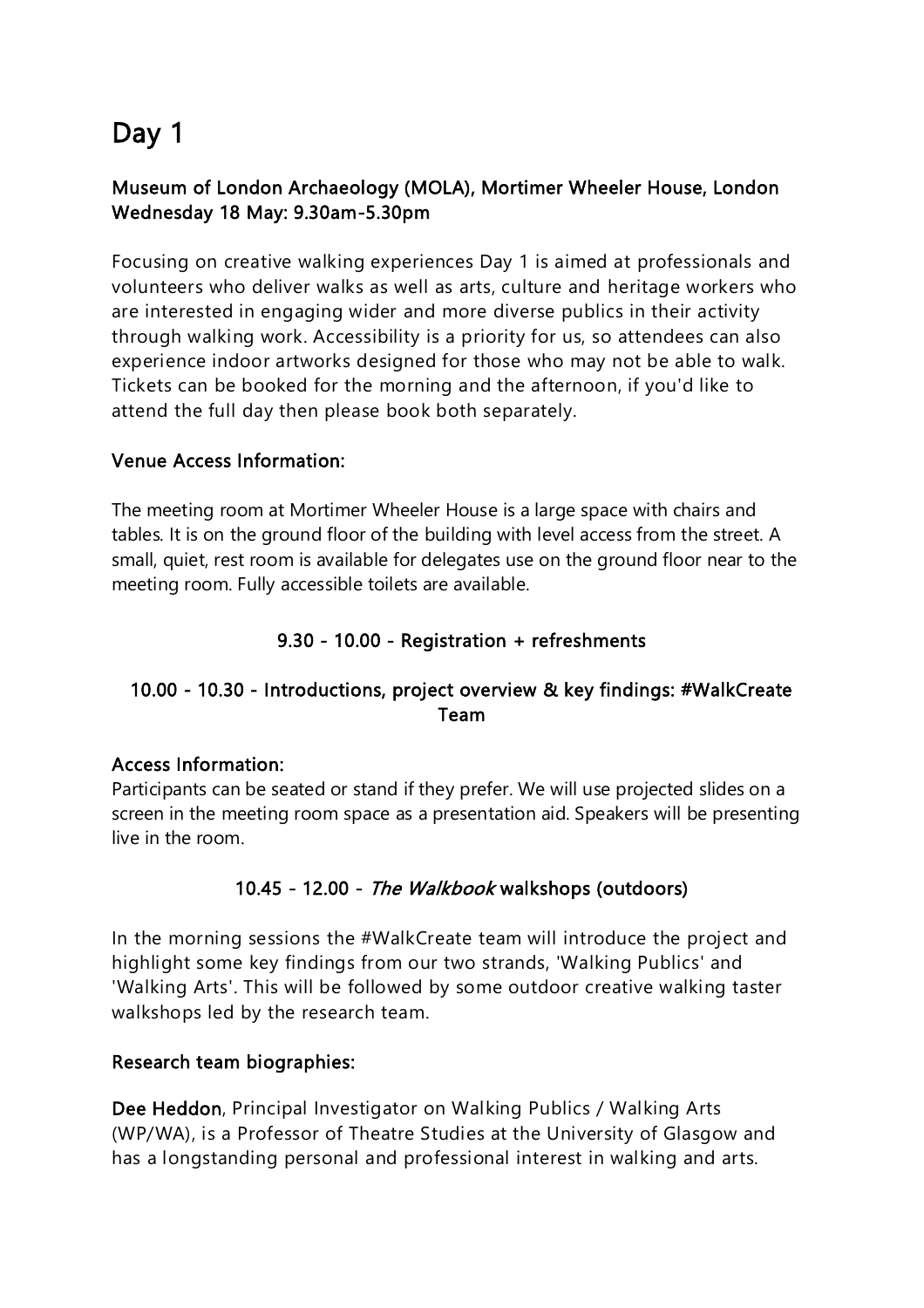# Day 1

### Museum of London Archaeology (MOLA), Mortimer Wheeler House, London
### Wednesday 18 May: 9.30am-5.30pm

Focusing on creative walking experiences Day 1 is aimed at professionals and volunteers who deliver walks as well as arts, culture and heritage workers who are interested in engaging wider and more diverse publics in their activity through walking work. Accessibility is a priority for us, so attendees can also experience indoor artworks designed for those who may not be able to walk. Tickets can be booked for the morning and the afternoon, if you'd like to attend the full day then please book both separately.

### Venue Access Information:

The meeting room at Mortimer Wheeler House is a large space with chairs and tables. It is on the ground floor of the building with level access from the street. A small, quiet, rest room is available for delegates use on the ground floor near to the meeting room. Fully accessible toilets are available.

### 9.30 - 10.00 - Registration + refreshments

### 10.00 - 10.30 - Introductions, project overview & key findings: #WalkCreate Team

### Access Information:

Participants can be seated or stand if they prefer. We will use projected slides on a screen in the meeting room space as a presentation aid. Speakers will be presenting live in the room.

### 10.45 - 12.00 - *The Walkbook* walkshops (outdoors)

In the morning sessions the #WalkCreate team will introduce the project and highlight some key findings from our two strands, 'Walking Publics' and 'Walking Arts'. This will be followed by some outdoor creative walking taster walkshops led by the research team.

### Research team biographies:

**Dee Heddon**, Principal Investigator on Walking Publics / Walking Arts (WP/WA), is a Professor of Theatre Studies at the University of Glasgow and has a longstanding personal and professional interest in walking and arts.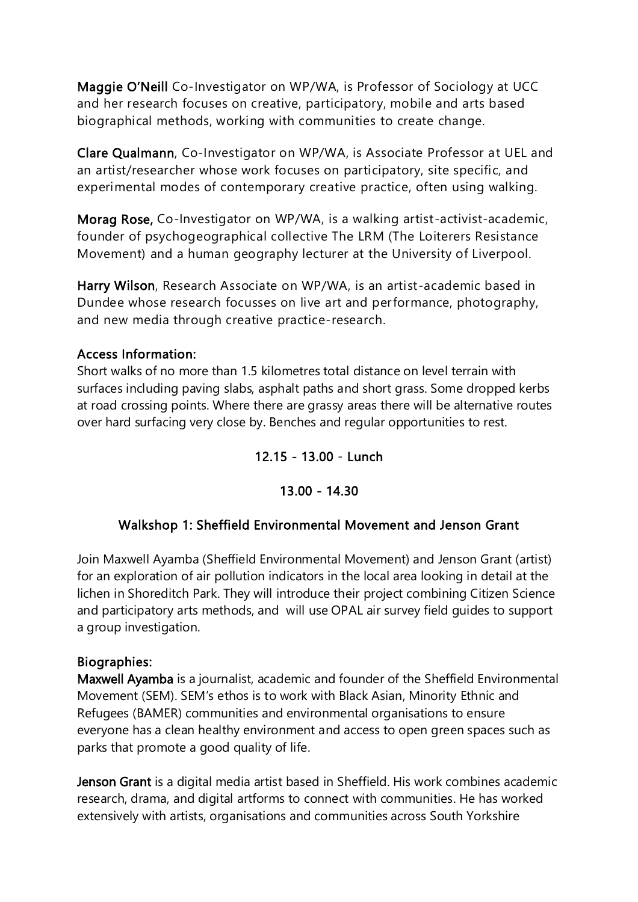**Maggie O'Neill** Co-Investigator on WP/WA, is Professor of Sociology at UCC and her research focuses on creative, participatory, mobile and arts based biographical methods, working with communities to create change.

**Clare Qualmann**, Co-Investigator on WP/WA, is Associate Professor at UEL and an artist/researcher whose work focuses on participatory, site specific, and experimental modes of contemporary creative practice, often using walking.

**Morag Rose,** Co-Investigator on WP/WA, is a walking artist-activist-academic, founder of psychogeographical collective The LRM (The Loiterers Resistance Movement) and a human geography lecturer at the University of Liverpool.

**Harry Wilson**, Research Associate on WP/WA, is an artist-academic based in Dundee whose research focusses on live art and performance, photography, and new media through creative practice-research.

**Access Information:**
Short walks of no more than 1.5 kilometres total distance on level terrain with surfaces including paving slabs, asphalt paths and short grass. Some dropped kerbs at road crossing points. Where there are grassy areas there will be alternative routes over hard surfacing very close by. Benches and regular opportunities to rest.

**12.15 - 13.00 - Lunch**

**13.00 - 14.30**

**Walkshop 1: Sheffield Environmental Movement and Jenson Grant**

Join Maxwell Ayamba (Sheffield Environmental Movement) and Jenson Grant (artist) for an exploration of air pollution indicators in the local area looking in detail at the lichen in Shoreditch Park. They will introduce their project combining Citizen Science and participatory arts methods, and will use OPAL air survey field guides to support a group investigation.

**Biographies:**
**Maxwell Ayamba** is a journalist, academic and founder of the Sheffield Environmental Movement (SEM). SEM's ethos is to work with Black Asian, Minority Ethnic and Refugees (BAMER) communities and environmental organisations to ensure everyone has a clean healthy environment and access to open green spaces such as parks that promote a good quality of life.

**Jenson Grant** is a digital media artist based in Sheffield. His work combines academic research, drama, and digital artforms to connect with communities. He has worked extensively with artists, organisations and communities across South Yorkshire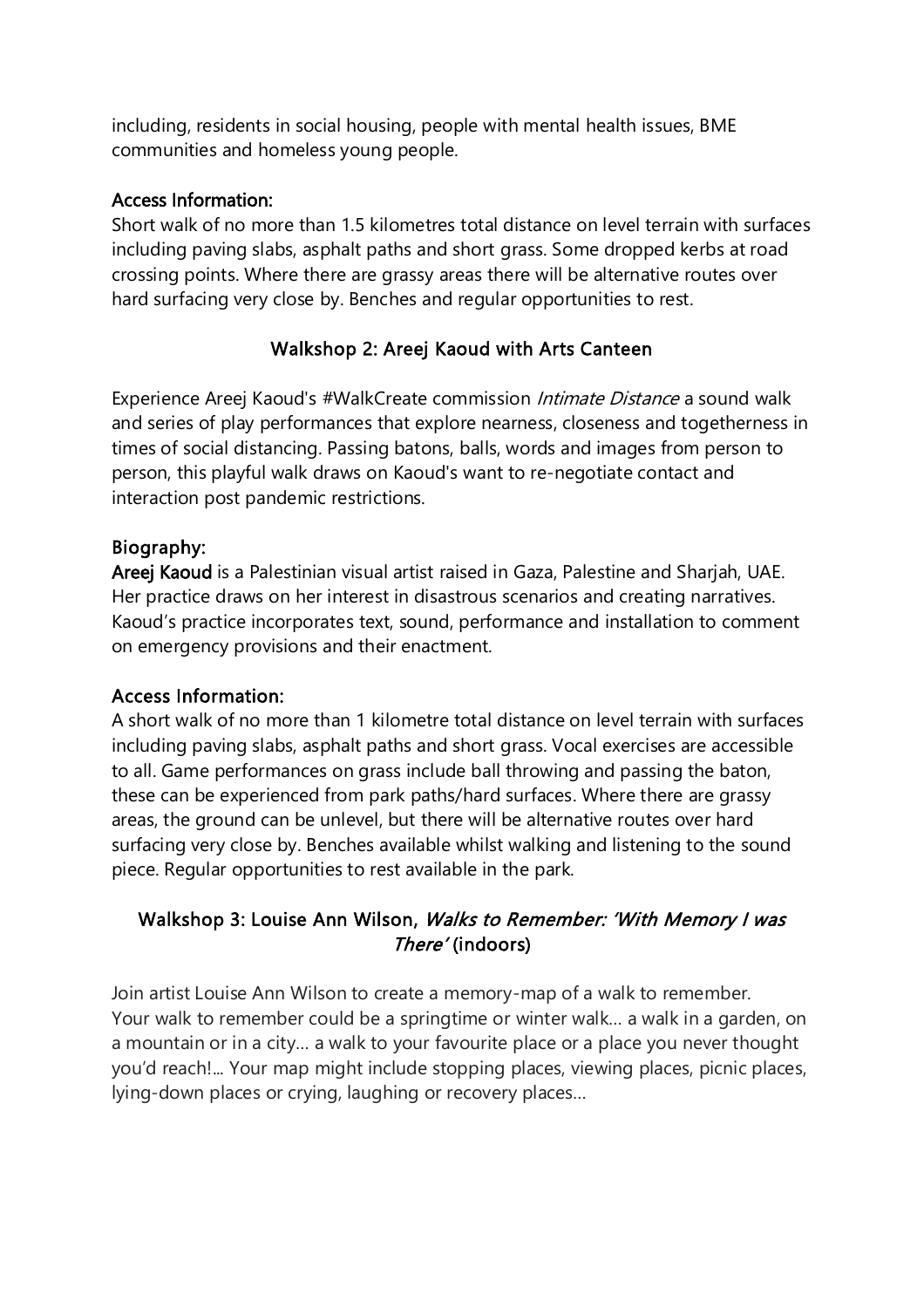including, residents in social housing, people with mental health issues, BME communities and homeless young people.

**Access Information:**
Short walk of no more than 1.5 kilometres total distance on level terrain with surfaces including paving slabs, asphalt paths and short grass. Some dropped kerbs at road crossing points. Where there are grassy areas there will be alternative routes over hard surfacing very close by. Benches and regular opportunities to rest.

## Walkshop 2: Areej Kaoud with Arts Canteen

Experience Areej Kaoud's #WalkCreate commission *Intimate Distance* a sound walk and series of play performances that explore nearness, closeness and togetherness in times of social distancing. Passing batons, balls, words and images from person to person, this playful walk draws on Kaoud's want to re-negotiate contact and interaction post pandemic restrictions.

**Biography:**
**Areej Kaoud** is a Palestinian visual artist raised in Gaza, Palestine and Sharjah, UAE. Her practice draws on her interest in disastrous scenarios and creating narratives. Kaoud's practice incorporates text, sound, performance and installation to comment on emergency provisions and their enactment.

**Access Information:**
A short walk of no more than 1 kilometre total distance on level terrain with surfaces including paving slabs, asphalt paths and short grass. Vocal exercises are accessible to all. Game performances on grass include ball throwing and passing the baton, these can be experienced from park paths/hard surfaces. Where there are grassy areas, the ground can be unlevel, but there will be alternative routes over hard surfacing very close by. Benches available whilst walking and listening to the sound piece. Regular opportunities to rest available in the park.

## Walkshop 3: Louise Ann Wilson, *Walks to Remember: 'With Memory I was There'* (indoors)

Join artist Louise Ann Wilson to create a memory-map of a walk to remember. Your walk to remember could be a springtime or winter walk… a walk in a garden, on a mountain or in a city… a walk to your favourite place or a place you never thought you'd reach!... Your map might include stopping places, viewing places, picnic places, lying-down places or crying, laughing or recovery places…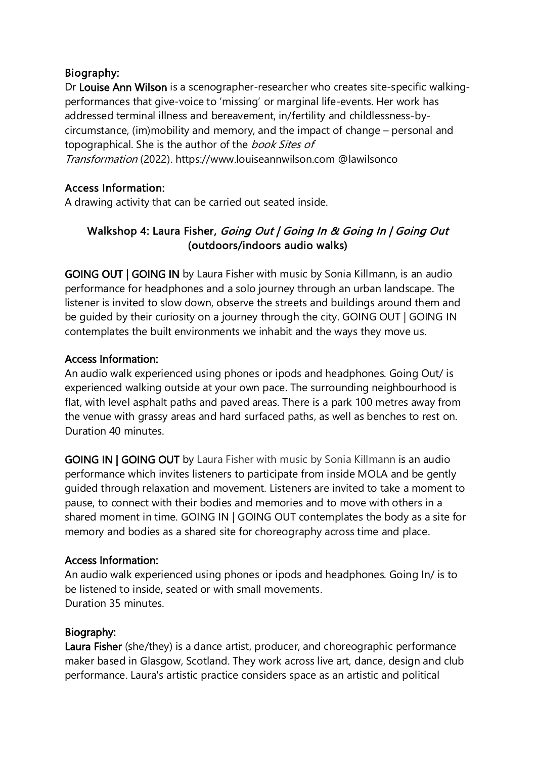### Biography:

Dr **Louise Ann Wilson** is a scenographer-researcher who creates site-specific walking-performances that give-voice to 'missing' or marginal life-events. Her work has addressed terminal illness and bereavement, in/fertility and childlessness-by-circumstance, (im)mobility and memory, and the impact of change – personal and topographical. She is the author of the *book Sites of Transformation* (2022). https://www.louiseannwilson.com @lawilsonco

### Access Information:

A drawing activity that can be carried out seated inside.

## Walkshop 4: Laura Fisher, *Going Out | Going In & Going In | Going Out* (outdoors/indoors audio walks)

**GOING OUT | GOING IN** by Laura Fisher with music by Sonia Killmann, is an audio performance for headphones and a solo journey through an urban landscape. The listener is invited to slow down, observe the streets and buildings around them and be guided by their curiosity on a journey through the city. GOING OUT | GOING IN contemplates the built environments we inhabit and the ways they move us.

### Access Information:

An audio walk experienced using phones or ipods and headphones. Going Out/ is experienced walking outside at your own pace. The surrounding neighbourhood is flat, with level asphalt paths and paved areas. There is a park 100 metres away from the venue with grassy areas and hard surfaced paths, as well as benches to rest on. Duration 40 minutes.

**GOING IN | GOING OUT** by Laura Fisher with music by Sonia Killmann is an audio performance which invites listeners to participate from inside MOLA and be gently guided through relaxation and movement. Listeners are invited to take a moment to pause, to connect with their bodies and memories and to move with others in a shared moment in time. GOING IN | GOING OUT contemplates the body as a site for memory and bodies as a shared site for choreography across time and place.

### Access Information:

An audio walk experienced using phones or ipods and headphones. Going In/ is to be listened to inside, seated or with small movements.
Duration 35 minutes.

### Biography:

**Laura Fisher** (she/they) is a dance artist, producer, and choreographic performance maker based in Glasgow, Scotland. They work across live art, dance, design and club performance. Laura's artistic practice considers space as an artistic and political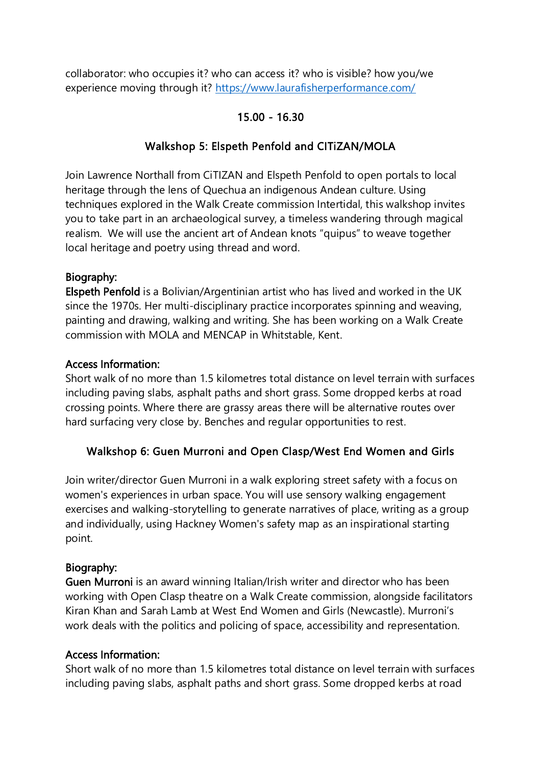collaborator: who occupies it? who can access it? who is visible? how you/we experience moving through it? https://www.laurafisherperformance.com/

### 15.00 - 16.30

### Walkshop 5: Elspeth Penfold and CITiZAN/MOLA

Join Lawrence Northall from CiTIZAN and Elspeth Penfold to open portals to local heritage through the lens of Quechua an indigenous Andean culture. Using techniques explored in the Walk Create commission Intertidal, this walkshop invites you to take part in an archaeological survey, a timeless wandering through magical realism. We will use the ancient art of Andean knots "quipus" to weave together local heritage and poetry using thread and word.

**Biography:**
**Elspeth Penfold** is a Bolivian/Argentinian artist who has lived and worked in the UK since the 1970s. Her multi-disciplinary practice incorporates spinning and weaving, painting and drawing, walking and writing. She has been working on a Walk Create commission with MOLA and MENCAP in Whitstable, Kent.

**Access Information:**
Short walk of no more than 1.5 kilometres total distance on level terrain with surfaces including paving slabs, asphalt paths and short grass. Some dropped kerbs at road crossing points. Where there are grassy areas there will be alternative routes over hard surfacing very close by. Benches and regular opportunities to rest.

### Walkshop 6: Guen Murroni and Open Clasp/West End Women and Girls

Join writer/director Guen Murroni in a walk exploring street safety with a focus on women's experiences in urban space. You will use sensory walking engagement exercises and walking-storytelling to generate narratives of place, writing as a group and individually, using Hackney Women's safety map as an inspirational starting point.

**Biography:**
**Guen Murroni** is an award winning Italian/Irish writer and director who has been working with Open Clasp theatre on a Walk Create commission, alongside facilitators Kiran Khan and Sarah Lamb at West End Women and Girls (Newcastle). Murroni's work deals with the politics and policing of space, accessibility and representation.

**Access Information:**
Short walk of no more than 1.5 kilometres total distance on level terrain with surfaces including paving slabs, asphalt paths and short grass. Some dropped kerbs at road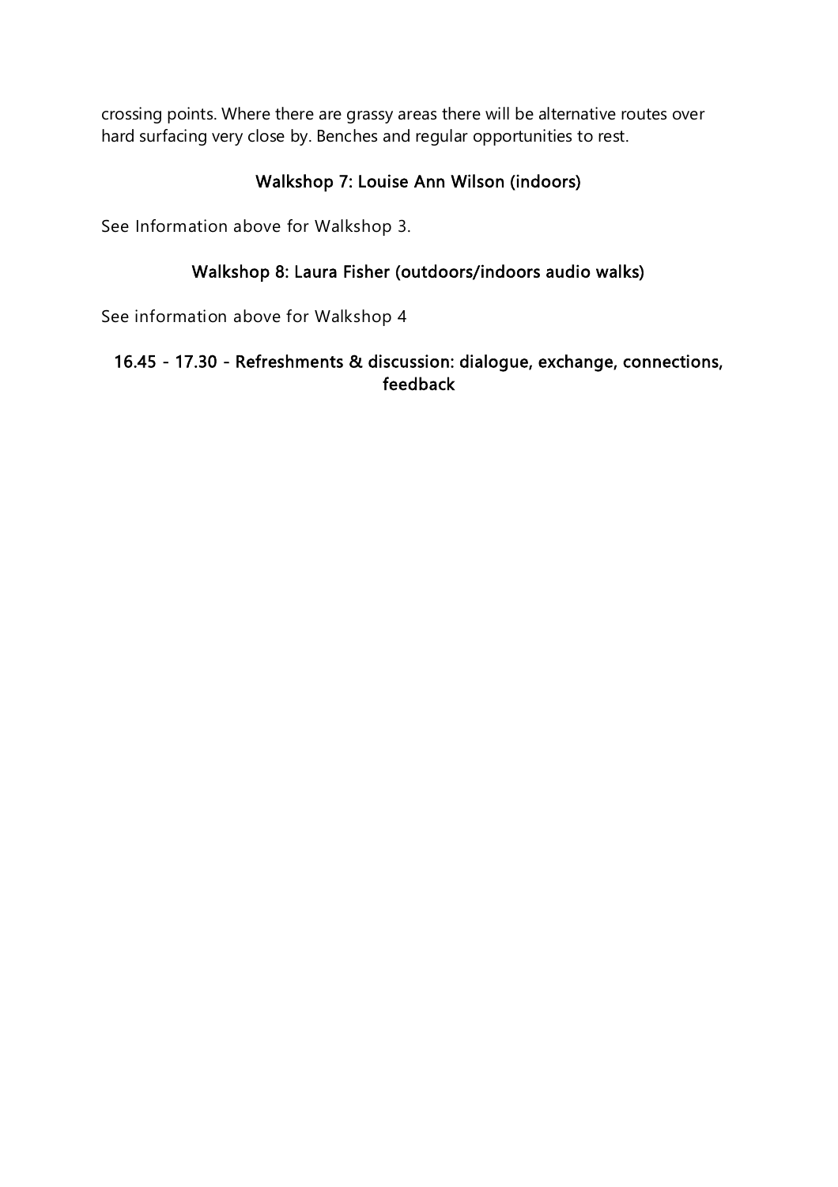crossing points. Where there are grassy areas there will be alternative routes over hard surfacing very close by. Benches and regular opportunities to rest.

### Walkshop 7: Louise Ann Wilson (indoors)

See Information above for Walkshop 3.

### Walkshop 8: Laura Fisher (outdoors/indoors audio walks)

See information above for Walkshop 4

### 16.45 - 17.30 - Refreshments & discussion: dialogue, exchange, connections, feedback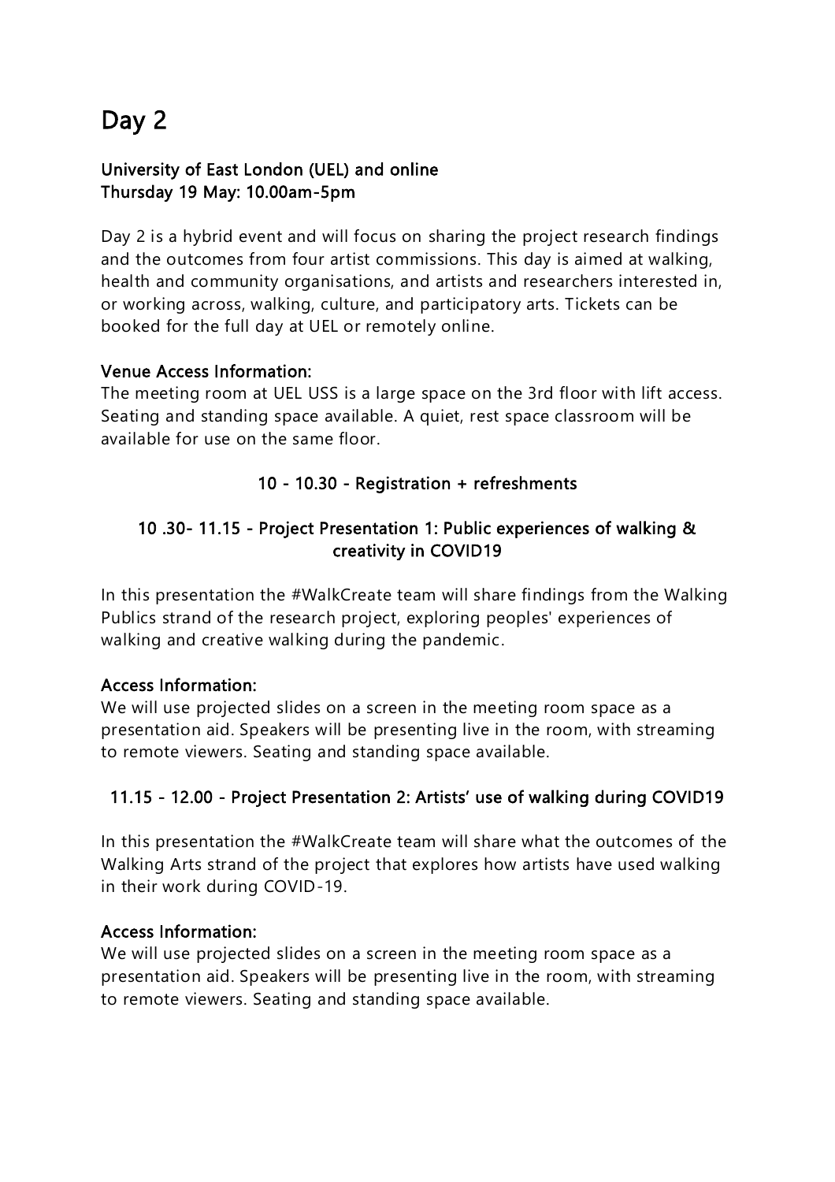# Day 2

### University of East London (UEL) and online
### Thursday 19 May: 10.00am-5pm

Day 2 is a hybrid event and will focus on sharing the project research findings and the outcomes from four artist commissions. This day is aimed at walking, health and community organisations, and artists and researchers interested in, or working across, walking, culture, and participatory arts. Tickets can be booked for the full day at UEL or remotely online.

**Venue Access Information:**
The meeting room at UEL USS is a large space on the 3rd floor with lift access. Seating and standing space available. A quiet, rest space classroom will be available for use on the same floor.

### 10 - 10.30 - Registration + refreshments

### 10 .30- 11.15 - Project Presentation 1: Public experiences of walking & creativity in COVID19

In this presentation the #WalkCreate team will share findings from the Walking Publics strand of the research project, exploring peoples' experiences of walking and creative walking during the pandemic.

**Access Information:**
We will use projected slides on a screen in the meeting room space as a presentation aid. Speakers will be presenting live in the room, with streaming to remote viewers. Seating and standing space available.

### 11.15 - 12.00 - Project Presentation 2: Artists' use of walking during COVID19

In this presentation the #WalkCreate team will share what the outcomes of the Walking Arts strand of the project that explores how artists have used walking in their work during COVID-19.

**Access Information:**
We will use projected slides on a screen in the meeting room space as a presentation aid. Speakers will be presenting live in the room, with streaming to remote viewers. Seating and standing space available.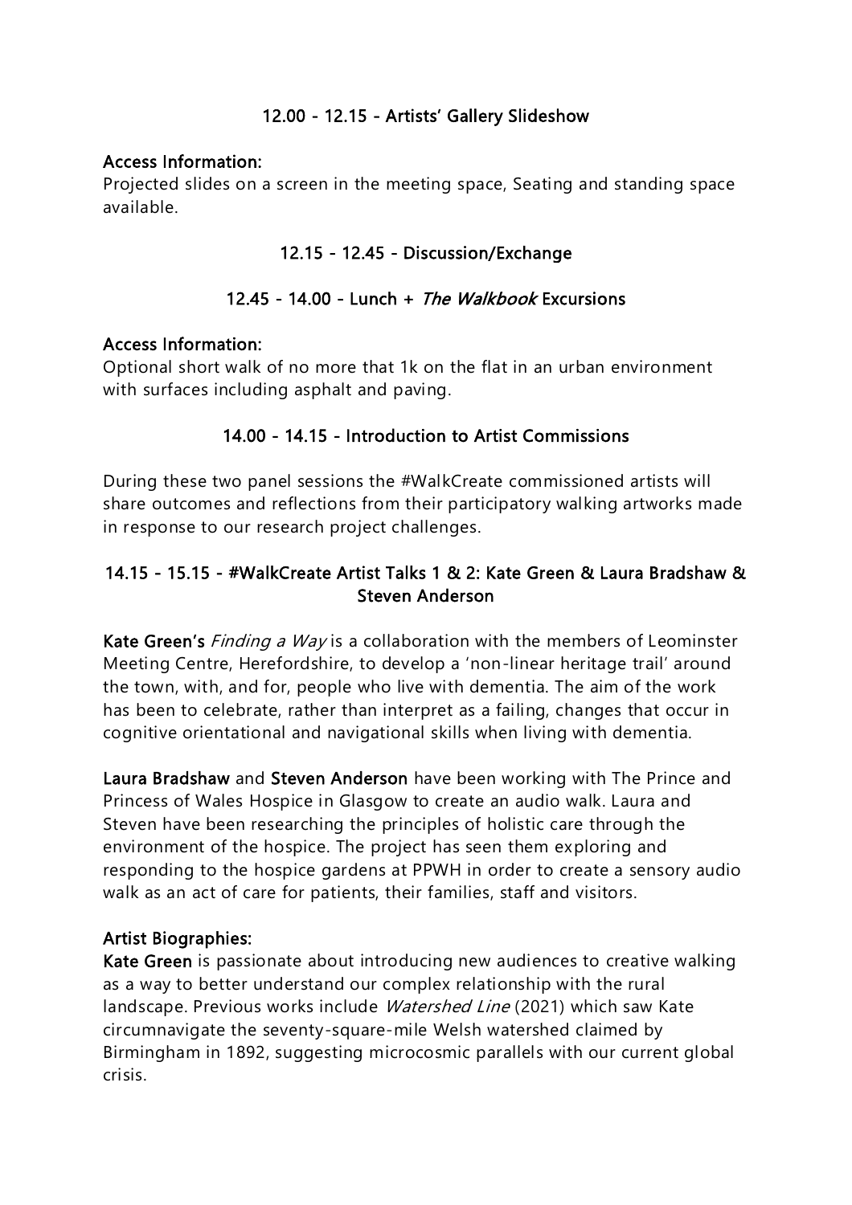### 12.00 - 12.15 - Artists' Gallery Slideshow

**Access Information:**
Projected slides on a screen in the meeting space, Seating and standing space available.

### 12.15 - 12.45 - Discussion/Exchange

### 12.45 - 14.00 - Lunch + *The Walkbook* Excursions

**Access Information:**
Optional short walk of no more that 1k on the flat in an urban environment with surfaces including asphalt and paving.

### 14.00 - 14.15 - Introduction to Artist Commissions

During these two panel sessions the #WalkCreate commissioned artists will share outcomes and reflections from their participatory walking artworks made in response to our research project challenges.

### 14.15 - 15.15 - #WalkCreate Artist Talks 1 & 2: Kate Green & Laura Bradshaw & Steven Anderson

**Kate Green's** *Finding a Way* is a collaboration with the members of Leominster Meeting Centre, Herefordshire, to develop a 'non-linear heritage trail' around the town, with, and for, people who live with dementia. The aim of the work has been to celebrate, rather than interpret as a failing, changes that occur in cognitive orientational and navigational skills when living with dementia.

**Laura Bradshaw** and **Steven Anderson** have been working with The Prince and Princess of Wales Hospice in Glasgow to create an audio walk. Laura and Steven have been researching the principles of holistic care through the environment of the hospice. The project has seen them exploring and responding to the hospice gardens at PPWH in order to create a sensory audio walk as an act of care for patients, their families, staff and visitors.

**Artist Biographies:**
**Kate Green** is passionate about introducing new audiences to creative walking as a way to better understand our complex relationship with the rural landscape. Previous works include *Watershed Line* (2021) which saw Kate circumnavigate the seventy-square-mile Welsh watershed claimed by Birmingham in 1892, suggesting microcosmic parallels with our current global crisis.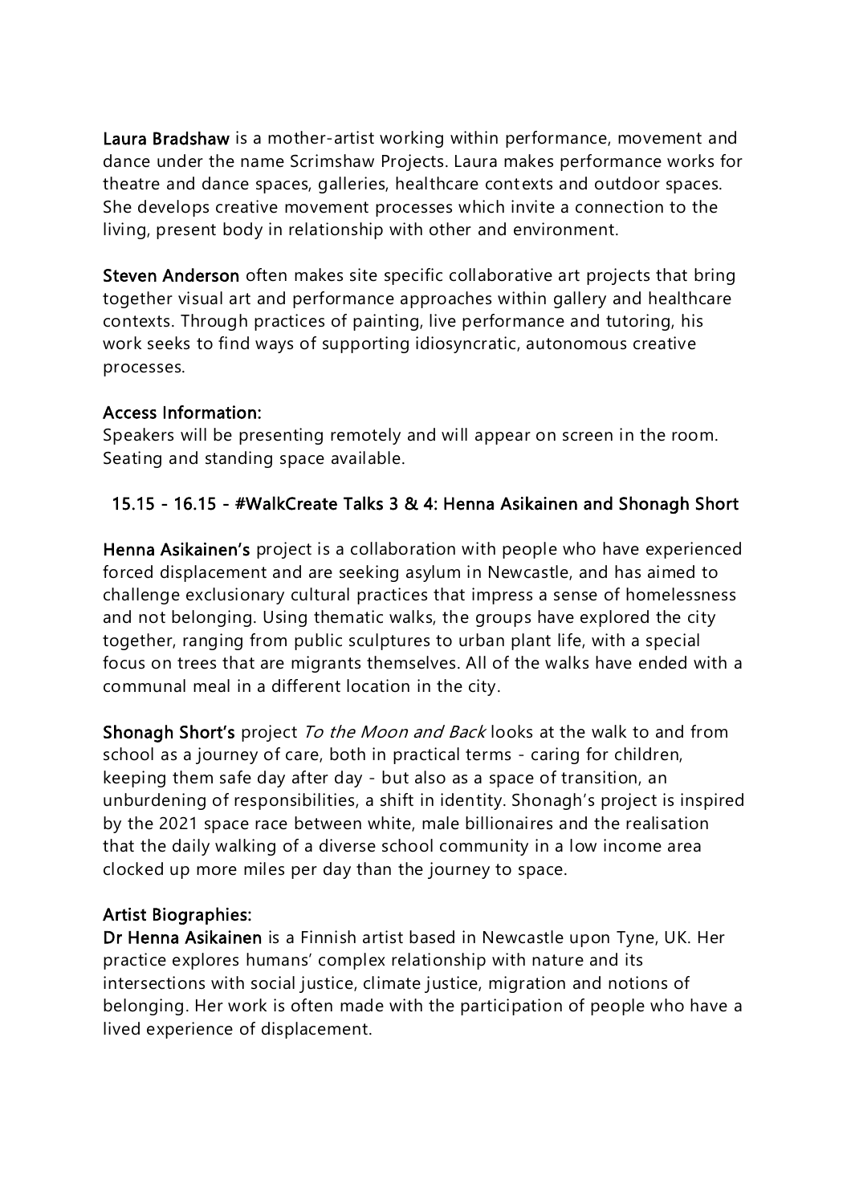**Laura Bradshaw** is a mother-artist working within performance, movement and dance under the name Scrimshaw Projects. Laura makes performance works for theatre and dance spaces, galleries, healthcare contexts and outdoor spaces. She develops creative movement processes which invite a connection to the living, present body in relationship with other and environment.

**Steven Anderson** often makes site specific collaborative art projects that bring together visual art and performance approaches within gallery and healthcare contexts. Through practices of painting, live performance and tutoring, his work seeks to find ways of supporting idiosyncratic, autonomous creative processes.

**Access Information:**
Speakers will be presenting remotely and will appear on screen in the room. Seating and standing space available.

**15.15 - 16.15 - #WalkCreate Talks 3 & 4: Henna Asikainen and Shonagh Short**

**Henna Asikainen's** project is a collaboration with people who have experienced forced displacement and are seeking asylum in Newcastle, and has aimed to challenge exclusionary cultural practices that impress a sense of homelessness and not belonging. Using thematic walks, the groups have explored the city together, ranging from public sculptures to urban plant life, with a special focus on trees that are migrants themselves. All of the walks have ended with a communal meal in a different location in the city.

**Shonagh Short's** project *To the Moon and Back* looks at the walk to and from school as a journey of care, both in practical terms - caring for children, keeping them safe day after day - but also as a space of transition, an unburdening of responsibilities, a shift in identity. Shonagh's project is inspired by the 2021 space race between white, male billionaires and the realisation that the daily walking of a diverse school community in a low income area clocked up more miles per day than the journey to space.

**Artist Biographies:**
**Dr Henna Asikainen** is a Finnish artist based in Newcastle upon Tyne, UK. Her practice explores humans' complex relationship with nature and its intersections with social justice, climate justice, migration and notions of belonging. Her work is often made with the participation of people who have a lived experience of displacement.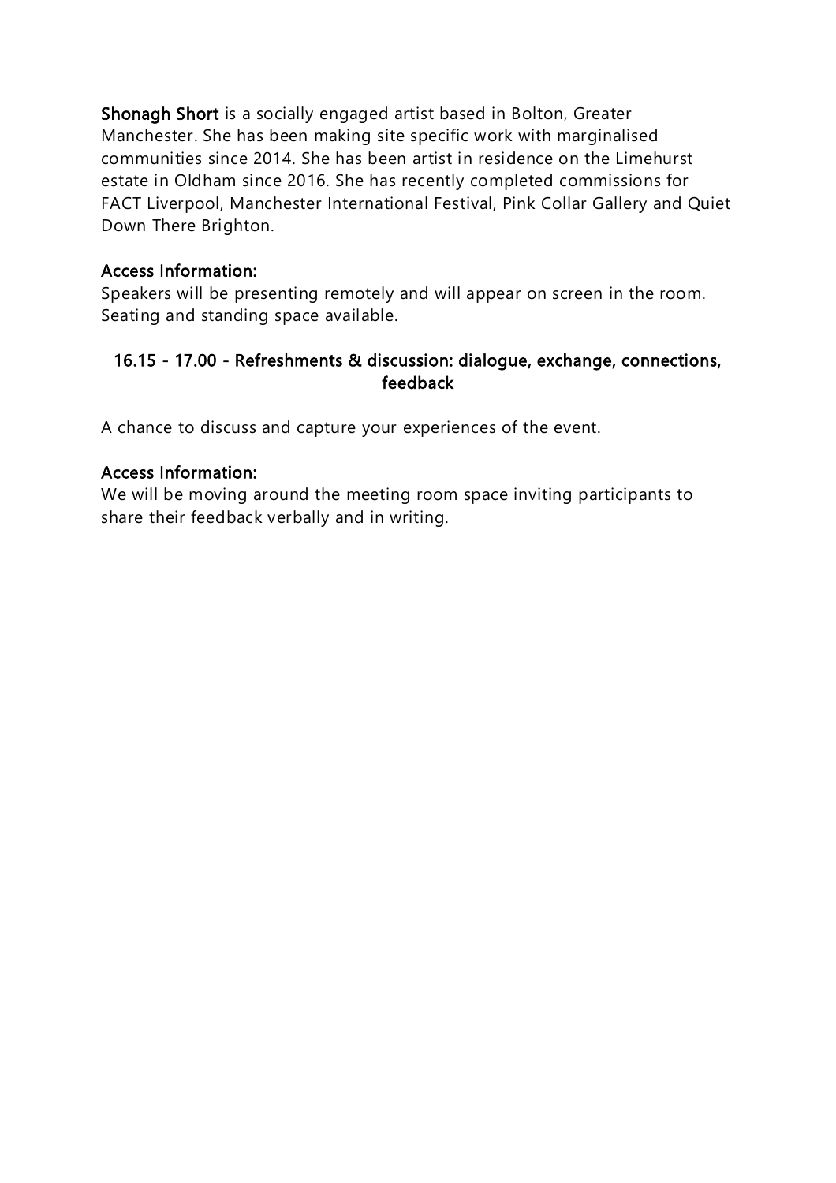**Shonagh Short** is a socially engaged artist based in Bolton, Greater Manchester. She has been making site specific work with marginalised communities since 2014. She has been artist in residence on the Limehurst estate in Oldham since 2016. She has recently completed commissions for FACT Liverpool, Manchester International Festival, Pink Collar Gallery and Quiet Down There Brighton.

**Access Information:**
Speakers will be presenting remotely and will appear on screen in the room. Seating and standing space available.

### 16.15 - 17.00 - Refreshments & discussion: dialogue, exchange, connections, feedback

A chance to discuss and capture your experiences of the event.

**Access Information:**
We will be moving around the meeting room space inviting participants to share their feedback verbally and in writing.